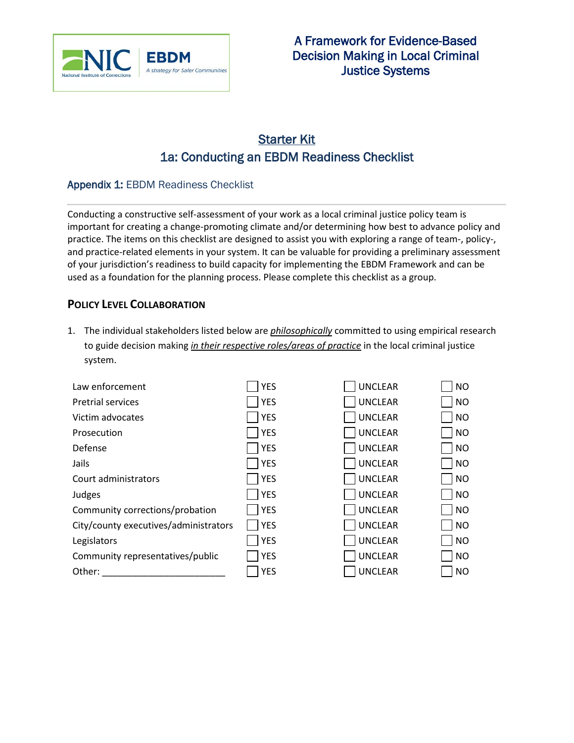A Framework for Evidence-Based Decision Making in Local Criminal Justice Systems

# Starter Kit
# 1a: Conducting an EBDM Readiness Checklist

## **Appendix 1:** EBDM Readiness Checklist

Conducting a constructive self-assessment of your work as a local criminal justice policy team is important for creating a change-promoting climate and/or determining how best to advance policy and practice. The items on this checklist are designed to assist you with exploring a range of team-, policy-, and practice-related elements in your system. It can be valuable for providing a preliminary assessment of your jurisdiction's readiness to build capacity for implementing the EBDM Framework and can be used as a foundation for the planning process. Please complete this checklist as a group.

### POLICY LEVEL COLLABORATION

1. The individual stakeholders listed below are *philosophically* committed to using empirical research to guide decision making *in their respective roles/areas of practice* in the local criminal justice system.

| | | | |
|---|---|---|---|
| Law enforcement | ☐ YES | ☐ UNCLEAR | ☐ NO |
| Pretrial services | ☐ YES | ☐ UNCLEAR | ☐ NO |
| Victim advocates | ☐ YES | ☐ UNCLEAR | ☐ NO |
| Prosecution | ☐ YES | ☐ UNCLEAR | ☐ NO |
| Defense | ☐ YES | ☐ UNCLEAR | ☐ NO |
| Jails | ☐ YES | ☐ UNCLEAR | ☐ NO |
| Court administrators | ☐ YES | ☐ UNCLEAR | ☐ NO |
| Judges | ☐ YES | ☐ UNCLEAR | ☐ NO |
| Community corrections/probation | ☐ YES | ☐ UNCLEAR | ☐ NO |
| City/county executives/administrators | ☐ YES | ☐ UNCLEAR | ☐ NO |
| Legislators | ☐ YES | ☐ UNCLEAR | ☐ NO |
| Community representatives/public | ☐ YES | ☐ UNCLEAR | ☐ NO |
| Other: ________________________ | ☐ YES | ☐ UNCLEAR | ☐ NO |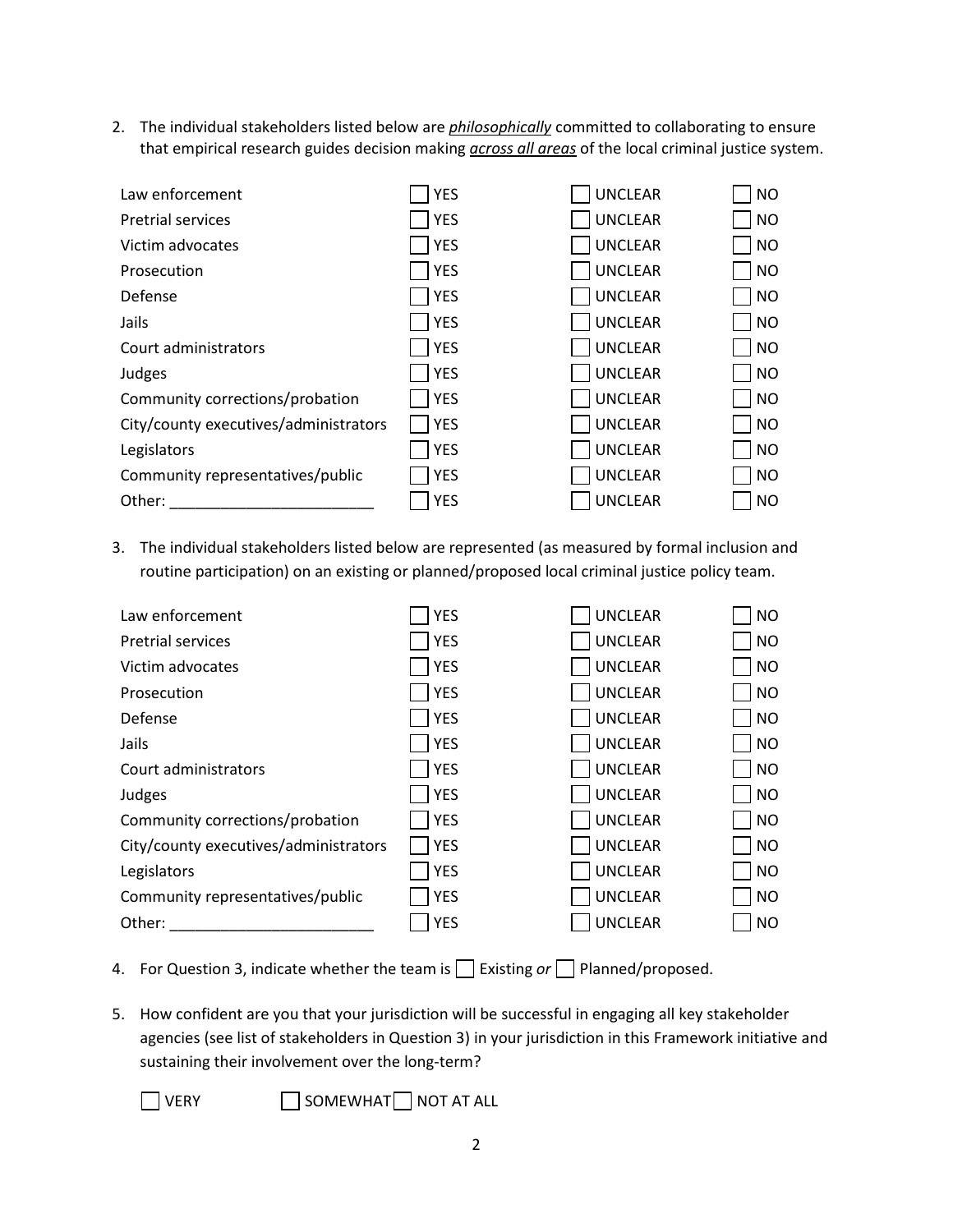2. The individual stakeholders listed below are ***philosophically*** committed to collaborating to ensure that empirical research guides decision making ***across all areas*** of the local criminal justice system.

| | | | |
|---|---|---|---|
| Law enforcement | ☐ YES | ☐ UNCLEAR | ☐ NO |
| Pretrial services | ☐ YES | ☐ UNCLEAR | ☐ NO |
| Victim advocates | ☐ YES | ☐ UNCLEAR | ☐ NO |
| Prosecution | ☐ YES | ☐ UNCLEAR | ☐ NO |
| Defense | ☐ YES | ☐ UNCLEAR | ☐ NO |
| Jails | ☐ YES | ☐ UNCLEAR | ☐ NO |
| Court administrators | ☐ YES | ☐ UNCLEAR | ☐ NO |
| Judges | ☐ YES | ☐ UNCLEAR | ☐ NO |
| Community corrections/probation | ☐ YES | ☐ UNCLEAR | ☐ NO |
| City/county executives/administrators | ☐ YES | ☐ UNCLEAR | ☐ NO |
| Legislators | ☐ YES | ☐ UNCLEAR | ☐ NO |
| Community representatives/public | ☐ YES | ☐ UNCLEAR | ☐ NO |
| Other: ________________________ | ☐ YES | ☐ UNCLEAR | ☐ NO |

3. The individual stakeholders listed below are represented (as measured by formal inclusion and routine participation) on an existing or planned/proposed local criminal justice policy team.

| | | | |
|---|---|---|---|
| Law enforcement | ☐ YES | ☐ UNCLEAR | ☐ NO |
| Pretrial services | ☐ YES | ☐ UNCLEAR | ☐ NO |
| Victim advocates | ☐ YES | ☐ UNCLEAR | ☐ NO |
| Prosecution | ☐ YES | ☐ UNCLEAR | ☐ NO |
| Defense | ☐ YES | ☐ UNCLEAR | ☐ NO |
| Jails | ☐ YES | ☐ UNCLEAR | ☐ NO |
| Court administrators | ☐ YES | ☐ UNCLEAR | ☐ NO |
| Judges | ☐ YES | ☐ UNCLEAR | ☐ NO |
| Community corrections/probation | ☐ YES | ☐ UNCLEAR | ☐ NO |
| City/county executives/administrators | ☐ YES | ☐ UNCLEAR | ☐ NO |
| Legislators | ☐ YES | ☐ UNCLEAR | ☐ NO |
| Community representatives/public | ☐ YES | ☐ UNCLEAR | ☐ NO |
| Other: ________________________ | ☐ YES | ☐ UNCLEAR | ☐ NO |

4. For Question 3, indicate whether the team is ☐ Existing *or* ☐ Planned/proposed.

5. How confident are you that your jurisdiction will be successful in engaging all key stakeholder agencies (see list of stakeholders in Question 3) in your jurisdiction in this Framework initiative and sustaining their involvement over the long-term?

☐ VERY ☐ SOMEWHAT ☐ NOT AT ALL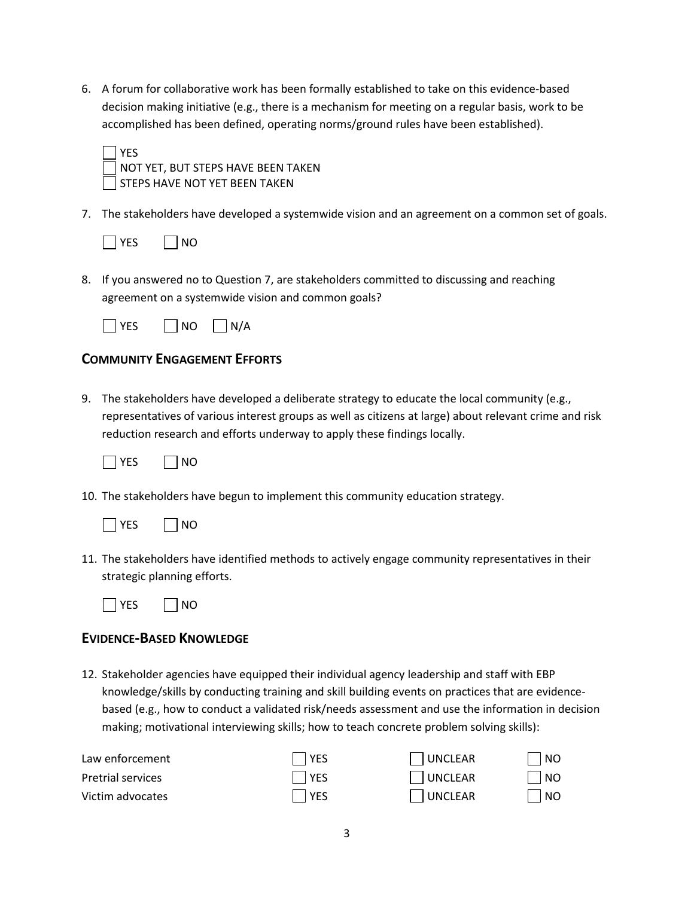6. A forum for collaborative work has been formally established to take on this evidence-based decision making initiative (e.g., there is a mechanism for meeting on a regular basis, work to be accomplished has been defined, operating norms/ground rules have been established).

   ☐ YES
   ☐ NOT YET, BUT STEPS HAVE BEEN TAKEN
   ☐ STEPS HAVE NOT YET BEEN TAKEN

7. The stakeholders have developed a systemwide vision and an agreement on a common set of goals.

   ☐ YES ☐ NO

8. If you answered no to Question 7, are stakeholders committed to discussing and reaching agreement on a systemwide vision and common goals?

   ☐ YES ☐ NO ☐ N/A

## COMMUNITY ENGAGEMENT EFFORTS

9. The stakeholders have developed a deliberate strategy to educate the local community (e.g., representatives of various interest groups as well as citizens at large) about relevant crime and risk reduction research and efforts underway to apply these findings locally.

   ☐ YES ☐ NO

10. The stakeholders have begun to implement this community education strategy.

    ☐ YES ☐ NO

11. The stakeholders have identified methods to actively engage community representatives in their strategic planning efforts.

    ☐ YES ☐ NO

## EVIDENCE-BASED KNOWLEDGE

12. Stakeholder agencies have equipped their individual agency leadership and staff with EBP knowledge/skills by conducting training and skill building events on practices that are evidence-based (e.g., how to conduct a validated risk/needs assessment and use the information in decision making; motivational interviewing skills; how to teach concrete problem solving skills):

| | | | |
|---|---|---|---|
| Law enforcement | ☐ YES | ☐ UNCLEAR | ☐ NO |
| Pretrial services | ☐ YES | ☐ UNCLEAR | ☐ NO |
| Victim advocates | ☐ YES | ☐ UNCLEAR | ☐ NO |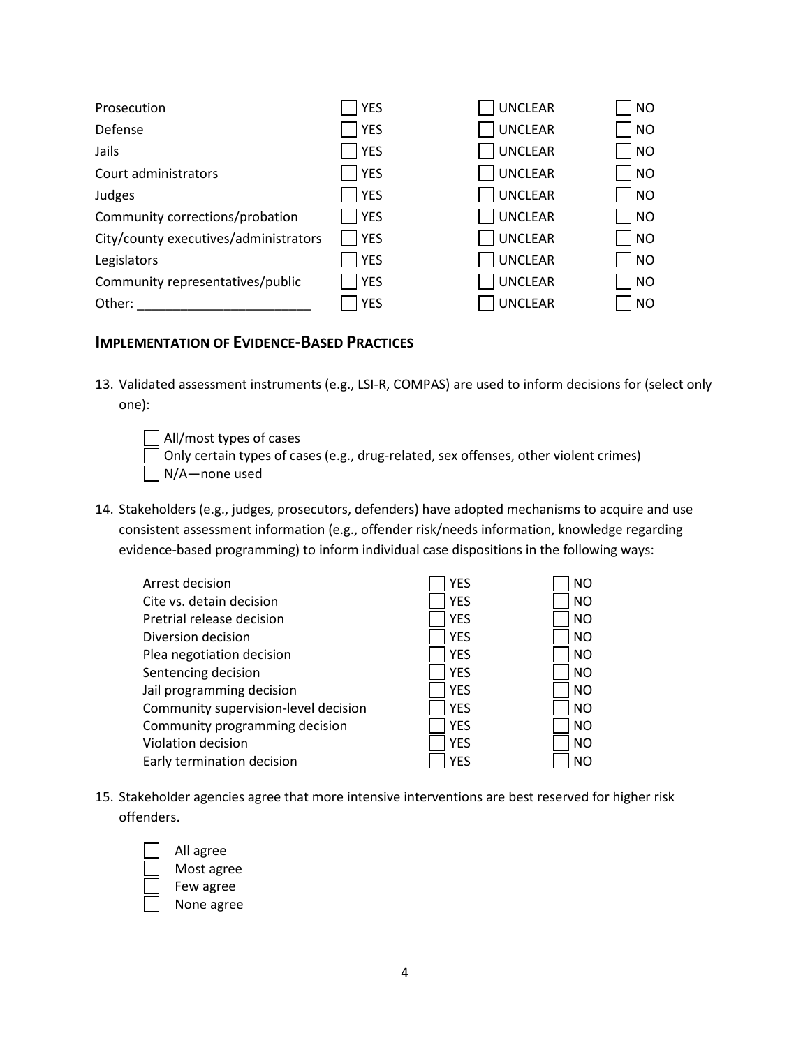| | | | |
|---|---|---|---|
| Prosecution | ☐ YES | ☐ UNCLEAR | ☐ NO |
| Defense | ☐ YES | ☐ UNCLEAR | ☐ NO |
| Jails | ☐ YES | ☐ UNCLEAR | ☐ NO |
| Court administrators | ☐ YES | ☐ UNCLEAR | ☐ NO |
| Judges | ☐ YES | ☐ UNCLEAR | ☐ NO |
| Community corrections/probation | ☐ YES | ☐ UNCLEAR | ☐ NO |
| City/county executives/administrators | ☐ YES | ☐ UNCLEAR | ☐ NO |
| Legislators | ☐ YES | ☐ UNCLEAR | ☐ NO |
| Community representatives/public | ☐ YES | ☐ UNCLEAR | ☐ NO |
| Other: ________________________ | ☐ YES | ☐ UNCLEAR | ☐ NO |

## IMPLEMENTATION OF EVIDENCE-BASED PRACTICES

13. Validated assessment instruments (e.g., LSI-R, COMPAS) are used to inform decisions for (select only one):

    ☐ All/most types of cases
    ☐ Only certain types of cases (e.g., drug-related, sex offenses, other violent crimes)
    ☐ N/A—none used

14. Stakeholders (e.g., judges, prosecutors, defenders) have adopted mechanisms to acquire and use consistent assessment information (e.g., offender risk/needs information, knowledge regarding evidence-based programming) to inform individual case dispositions in the following ways:

| | | |
|---|---|---|
| Arrest decision | ☐ YES | ☐ NO |
| Cite vs. detain decision | ☐ YES | ☐ NO |
| Pretrial release decision | ☐ YES | ☐ NO |
| Diversion decision | ☐ YES | ☐ NO |
| Plea negotiation decision | ☐ YES | ☐ NO |
| Sentencing decision | ☐ YES | ☐ NO |
| Jail programming decision | ☐ YES | ☐ NO |
| Community supervision-level decision | ☐ YES | ☐ NO |
| Community programming decision | ☐ YES | ☐ NO |
| Violation decision | ☐ YES | ☐ NO |
| Early termination decision | ☐ YES | ☐ NO |

15. Stakeholder agencies agree that more intensive interventions are best reserved for higher risk offenders.

    ☐ All agree
    ☐ Most agree
    ☐ Few agree
    ☐ None agree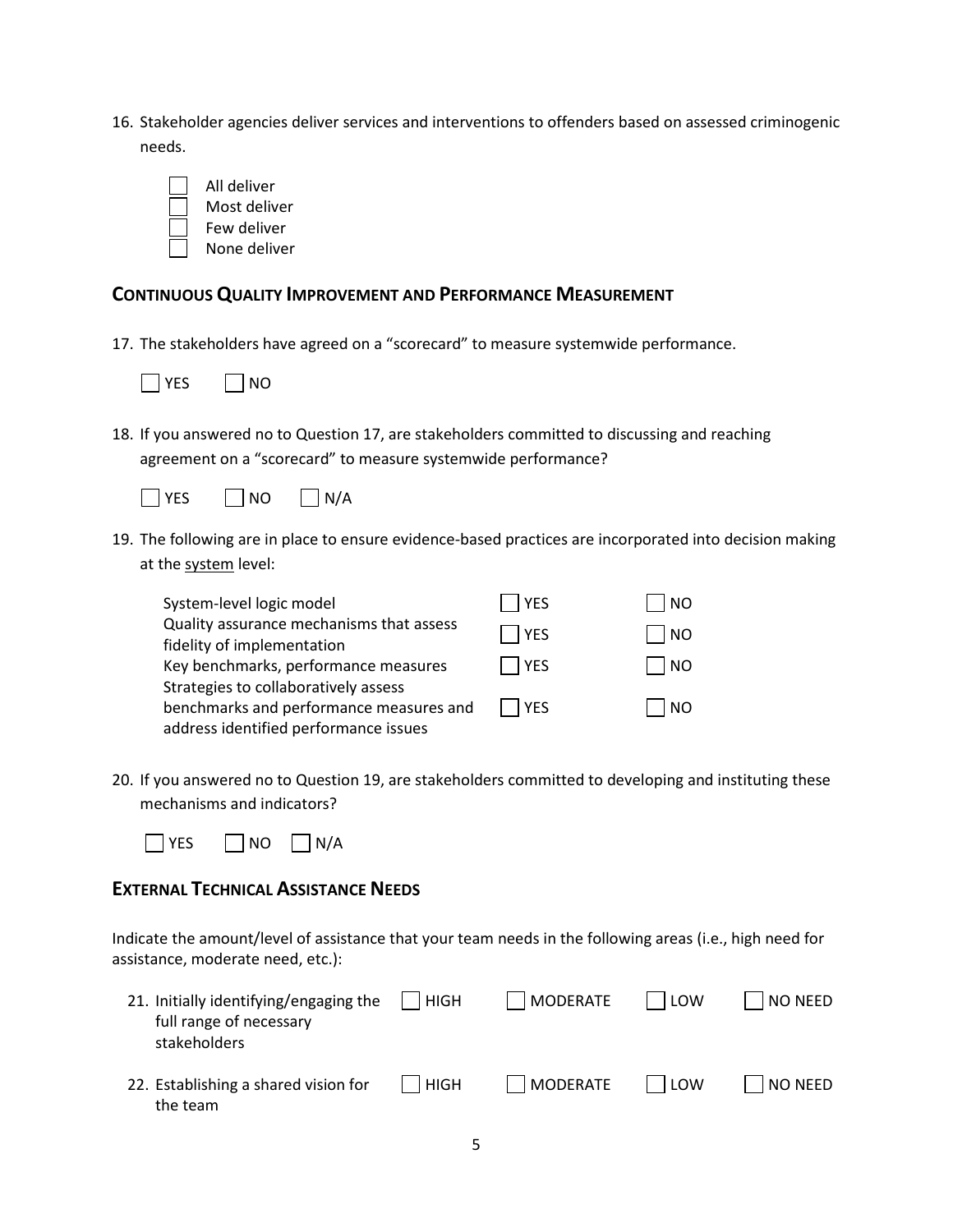16. Stakeholder agencies deliver services and interventions to offenders based on assessed criminogenic needs.

- [ ] All deliver
- [ ] Most deliver
- [ ] Few deliver
- [ ] None deliver

## Continuous Quality Improvement and Performance Measurement

17. The stakeholders have agreed on a "scorecard" to measure systemwide performance.

[ ] YES [ ] NO

18. If you answered no to Question 17, are stakeholders committed to discussing and reaching agreement on a "scorecard" to measure systemwide performance?

[ ] YES [ ] NO [ ] N/A

19. The following are in place to ensure evidence-based practices are incorporated into decision making at the system level:

| | | |
|---|---|---|
| System-level logic model | [ ] YES | [ ] NO |
| Quality assurance mechanisms that assess fidelity of implementation | [ ] YES | [ ] NO |
| Key benchmarks, performance measures | [ ] YES | [ ] NO |
| Strategies to collaboratively assess benchmarks and performance measures and address identified performance issues | [ ] YES | [ ] NO |

20. If you answered no to Question 19, are stakeholders committed to developing and instituting these mechanisms and indicators?

[ ] YES [ ] NO [ ] N/A

## External Technical Assistance Needs

Indicate the amount/level of assistance that your team needs in the following areas (i.e., high need for assistance, moderate need, etc.):

| | | | | |
|---|---|---|---|---|
| 21. Initially identifying/engaging the full range of necessary stakeholders | [ ] HIGH | [ ] MODERATE | [ ] LOW | [ ] NO NEED |
| 22. Establishing a shared vision for the team | [ ] HIGH | [ ] MODERATE | [ ] LOW | [ ] NO NEED |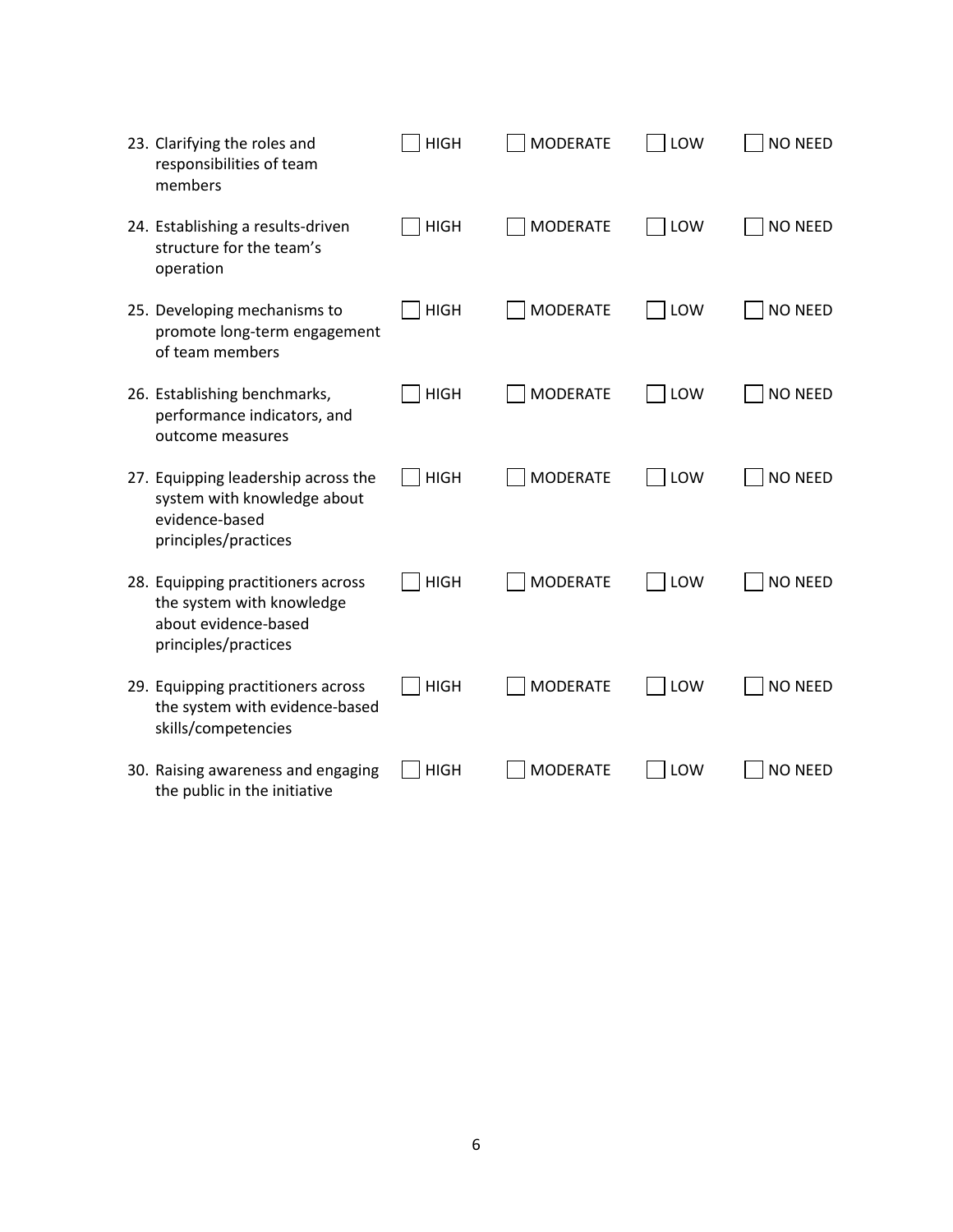| | | | | |
|---|---|---|---|---|
| 23. Clarifying the roles and responsibilities of team members | ☐ HIGH | ☐ MODERATE | ☐ LOW | ☐ NO NEED |
| 24. Establishing a results-driven structure for the team's operation | ☐ HIGH | ☐ MODERATE | ☐ LOW | ☐ NO NEED |
| 25. Developing mechanisms to promote long-term engagement of team members | ☐ HIGH | ☐ MODERATE | ☐ LOW | ☐ NO NEED |
| 26. Establishing benchmarks, performance indicators, and outcome measures | ☐ HIGH | ☐ MODERATE | ☐ LOW | ☐ NO NEED |
| 27. Equipping leadership across the system with knowledge about evidence-based principles/practices | ☐ HIGH | ☐ MODERATE | ☐ LOW | ☐ NO NEED |
| 28. Equipping practitioners across the system with knowledge about evidence-based principles/practices | ☐ HIGH | ☐ MODERATE | ☐ LOW | ☐ NO NEED |
| 29. Equipping practitioners across the system with evidence-based skills/competencies | ☐ HIGH | ☐ MODERATE | ☐ LOW | ☐ NO NEED |
| 30. Raising awareness and engaging the public in the initiative | ☐ HIGH | ☐ MODERATE | ☐ LOW | ☐ NO NEED |